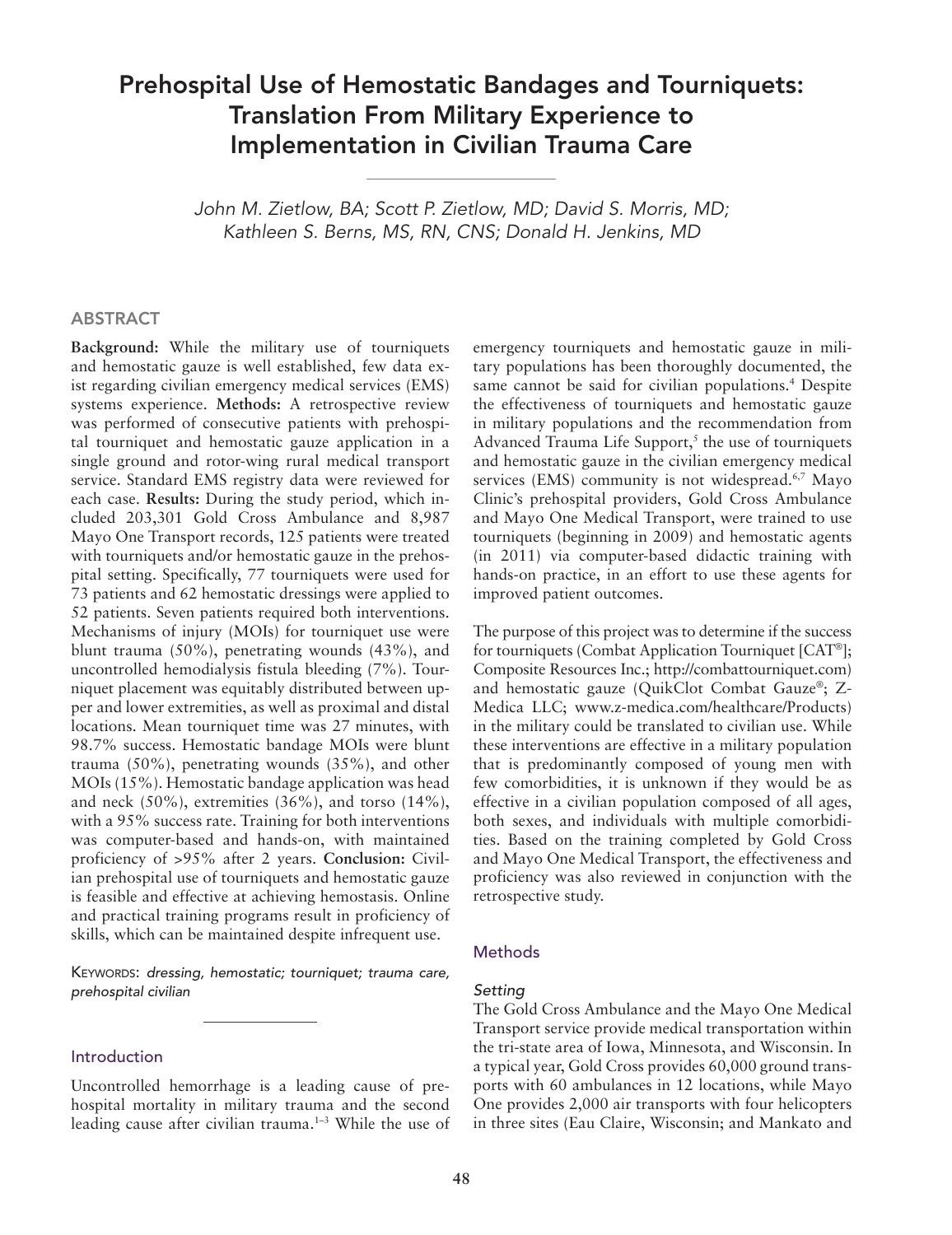# Prehospital Use of Hemostatic Bandages and Tourniquets: Translation From Military Experience to Implementation in Civilian Trauma Care

*John M. Zietlow, BA; Scott P. Zietlow, MD; David S. Morris, MD; Kathleen S. Berns, MS, RN, CNS; Donald H. Jenkins, MD*

## ABSTRACT

**Background:** While the military use of tourniquets and hemostatic gauze is well established, few data exist regarding civilian emergency medical services (EMS) systems experience. **Methods:** A retrospective review was performed of consecutive patients with prehospital tourniquet and hemostatic gauze application in a single ground and rotor-wing rural medical transport service. Standard EMS registry data were reviewed for each case. **Results:** During the study period, which included 203,301 Gold Cross Ambulance and 8,987 Mayo One Transport records, 125 patients were treated with tourniquets and/or hemostatic gauze in the prehospital setting. Specifically, 77 tourniquets were used for 73 patients and 62 hemostatic dressings were applied to 52 patients. Seven patients required both interventions. Mechanisms of injury (MOIs) for tourniquet use were blunt trauma (50%), penetrating wounds (43%), and uncontrolled hemodialysis fistula bleeding (7%). Tourniquet placement was equitably distributed between upper and lower extremities, as well as proximal and distal locations. Mean tourniquet time was 27 minutes, with 98.7% success. Hemostatic bandage MOIs were blunt trauma (50%), penetrating wounds (35%), and other MOIs (15%). Hemostatic bandage application was head and neck (50%), extremities (36%), and torso (14%), with a 95% success rate. Training for both interventions was computer-based and hands-on, with maintained proficiency of >95% after 2 years. **Conclusion:** Civilian prehospital use of tourniquets and hemostatic gauze is feasible and effective at achieving hemostasis. Online and practical training programs result in proficiency of skills, which can be maintained despite infrequent use.

KEYWORDS: *dressing, hemostatic; tourniquet; trauma care, prehospital civilian*

## Introduction

Uncontrolled hemorrhage is a leading cause of prehospital mortality in military trauma and the second leading cause after civilian trauma.[1–3] While the use of emergency tourniquets and hemostatic gauze in military populations has been thoroughly documented, the same cannot be said for civilian populations.[4] Despite the effectiveness of tourniquets and hemostatic gauze in military populations and the recommendation from Advanced Trauma Life Support,[5] the use of tourniquets and hemostatic gauze in the civilian emergency medical services (EMS) community is not widespread.[6,7] Mayo Clinic's prehospital providers, Gold Cross Ambulance and Mayo One Medical Transport, were trained to use tourniquets (beginning in 2009) and hemostatic agents (in 2011) via computer-based didactic training with hands-on practice, in an effort to use these agents for improved patient outcomes.

The purpose of this project was to determine if the success for tourniquets (Combat Application Tourniquet [CAT®]; Composite Resources Inc.; http://combattourniquet.com) and hemostatic gauze (QuikClot Combat Gauze®; Z-Medica LLC; www.z-medica.com/healthcare/Products) in the military could be translated to civilian use. While these interventions are effective in a military population that is predominantly composed of young men with few comorbidities, it is unknown if they would be as effective in a civilian population composed of all ages, both sexes, and individuals with multiple comorbidities. Based on the training completed by Gold Cross and Mayo One Medical Transport, the effectiveness and proficiency was also reviewed in conjunction with the retrospective study.

## Methods

### *Setting*

The Gold Cross Ambulance and the Mayo One Medical Transport service provide medical transportation within the tri-state area of Iowa, Minnesota, and Wisconsin. In a typical year, Gold Cross provides 60,000 ground transports with 60 ambulances in 12 locations, while Mayo One provides 2,000 air transports with four helicopters in three sites (Eau Claire, Wisconsin; and Mankato and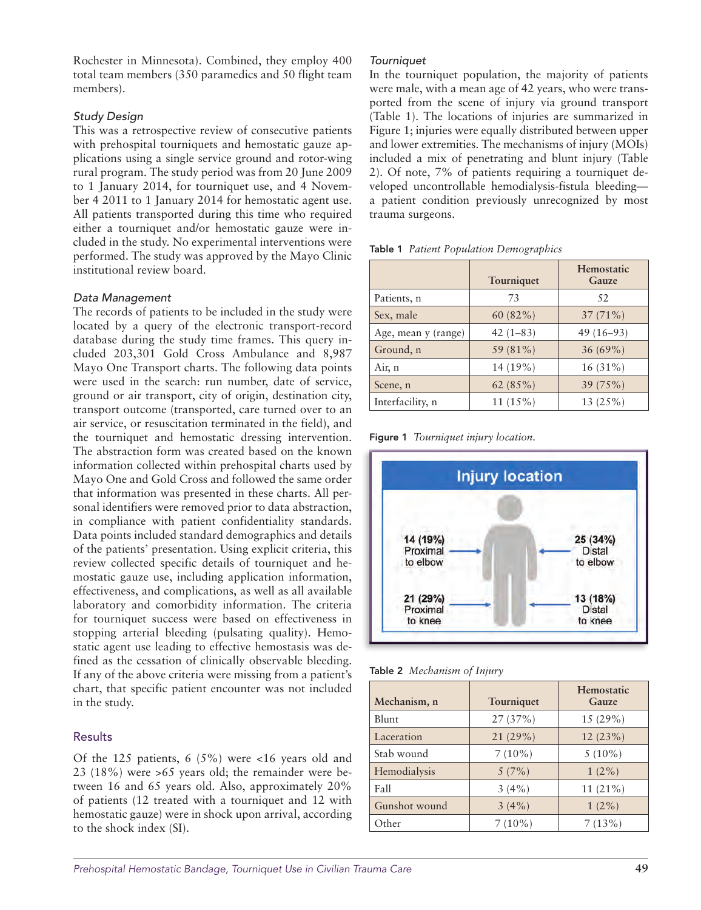Rochester in Minnesota). Combined, they employ 400 total team members (350 paramedics and 50 flight team members).

### Study Design

This was a retrospective review of consecutive patients with prehospital tourniquets and hemostatic gauze applications using a single service ground and rotor-wing rural program. The study period was from 20 June 2009 to 1 January 2014, for tourniquet use, and 4 November 4 2011 to 1 January 2014 for hemostatic agent use. All patients transported during this time who required either a tourniquet and/or hemostatic gauze were included in the study. No experimental interventions were performed. The study was approved by the Mayo Clinic institutional review board.

### Data Management

The records of patients to be included in the study were located by a query of the electronic transport-record database during the study time frames. This query included 203,301 Gold Cross Ambulance and 8,987 Mayo One Transport charts. The following data points were used in the search: run number, date of service, ground or air transport, city of origin, destination city, transport outcome (transported, care turned over to an air service, or resuscitation terminated in the field), and the tourniquet and hemostatic dressing intervention. The abstraction form was created based on the known information collected within prehospital charts used by Mayo One and Gold Cross and followed the same order that information was presented in these charts. All personal identifiers were removed prior to data abstraction, in compliance with patient confidentiality standards. Data points included standard demographics and details of the patients' presentation. Using explicit criteria, this review collected specific details of tourniquet and hemostatic gauze use, including application information, effectiveness, and complications, as well as all available laboratory and comorbidity information. The criteria for tourniquet success were based on effectiveness in stopping arterial bleeding (pulsating quality). Hemostatic agent use leading to effective hemostasis was defined as the cessation of clinically observable bleeding. If any of the above criteria were missing from a patient's chart, that specific patient encounter was not included in the study.

## Results

Of the 125 patients, 6 (5%) were <16 years old and 23 (18%) were >65 years old; the remainder were between 16 and 65 years old. Also, approximately 20% of patients (12 treated with a tourniquet and 12 with hemostatic gauze) were in shock upon arrival, according to the shock index (SI).

### Tourniquet

In the tourniquet population, the majority of patients were male, with a mean age of 42 years, who were transported from the scene of injury via ground transport (Table 1). The locations of injuries are summarized in Figure 1; injuries were equally distributed between upper and lower extremities. The mechanisms of injury (MOIs) included a mix of penetrating and blunt injury (Table 2). Of note, 7% of patients requiring a tourniquet developed uncontrollable hemodialysis-fistula bleeding—a patient condition previously unrecognized by most trauma surgeons.

**Table 1** *Patient Population Demographics*

| | Tourniquet | Hemostatic Gauze |
|---|---|---|
| Patients, n | 73 | 52 |
| Sex, male | 60 (82%) | 37 (71%) |
| Age, mean y (range) | 42 (1–83) | 49 (16–93) |
| Ground, n | 59 (81%) | 36 (69%) |
| Air, n | 14 (19%) | 16 (31%) |
| Scene, n | 62 (85%) | 39 (75%) |
| Interfacility, n | 11 (15%) | 13 (25%) |

**Figure 1** *Tourniquet injury location.*

Injury location

14 (19%) Proximal to elbow

25 (34%) Distal to elbow

21 (29%) Proximal to knee

13 (18%) Distal to knee

**Table 2** *Mechanism of Injury*

| Mechanism, n | Tourniquet | Hemostatic Gauze |
|---|---|---|
| Blunt | 27 (37%) | 15 (29%) |
| Laceration | 21 (29%) | 12 (23%) |
| Stab wound | 7 (10%) | 5 (10%) |
| Hemodialysis | 5 (7%) | 1 (2%) |
| Fall | 3 (4%) | 11 (21%) |
| Gunshot wound | 3 (4%) | 1 (2%) |
| Other | 7 (10%) | 7 (13%) |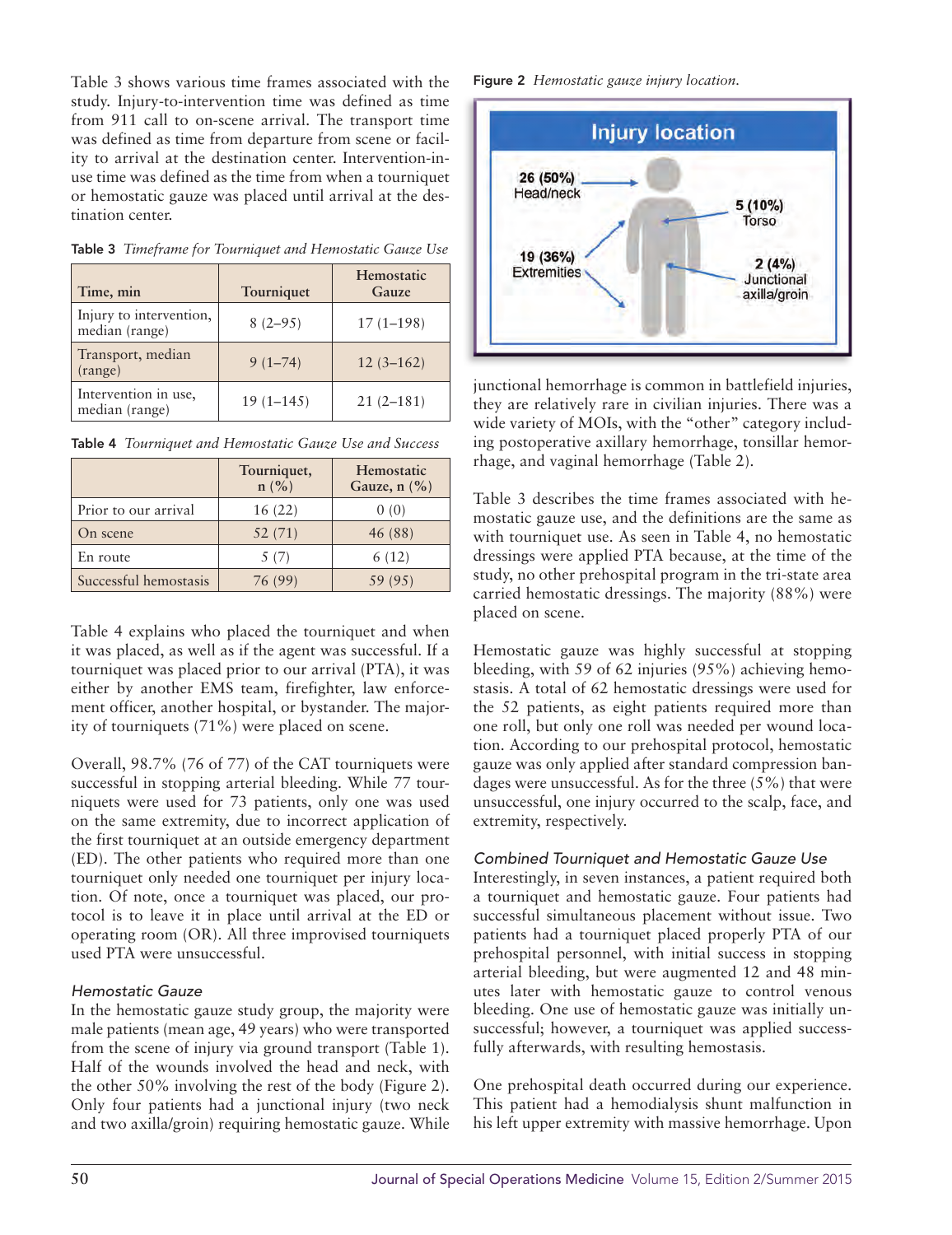Table 3 shows various time frames associated with the study. Injury-to-intervention time was defined as time from 911 call to on-scene arrival. The transport time was defined as time from departure from scene or facility to arrival at the destination center. Intervention-in-use time was defined as the time from when a tourniquet or hemostatic gauze was placed until arrival at the destination center.

**Table 3** *Timeframe for Tourniquet and Hemostatic Gauze Use*

| Time, min | Tourniquet | Hemostatic Gauze |
|---|---|---|
| Injury to intervention, median (range) | 8 (2–95) | 17 (1–198) |
| Transport, median (range) | 9 (1–74) | 12 (3–162) |
| Intervention in use, median (range) | 19 (1–145) | 21 (2–181) |

**Table 4** *Tourniquet and Hemostatic Gauze Use and Success*

| | Tourniquet, n (%) | Hemostatic Gauze, n (%) |
|---|---|---|
| Prior to our arrival | 16 (22) | 0 (0) |
| On scene | 52 (71) | 46 (88) |
| En route | 5 (7) | 6 (12) |
| Successful hemostasis | 76 (99) | 59 (95) |

Table 4 explains who placed the tourniquet and when it was placed, as well as if the agent was successful. If a tourniquet was placed prior to our arrival (PTA), it was either by another EMS team, firefighter, law enforcement officer, another hospital, or bystander. The majority of tourniquets (71%) were placed on scene.

Overall, 98.7% (76 of 77) of the CAT tourniquets were successful in stopping arterial bleeding. While 77 tourniquets were used for 73 patients, only one was used on the same extremity, due to incorrect application of the first tourniquet at an outside emergency department (ED). The other patients who required more than one tourniquet only needed one tourniquet per injury location. Of note, once a tourniquet was placed, our protocol is to leave it in place until arrival at the ED or operating room (OR). All three improvised tourniquets used PTA were unsuccessful.

### *Hemostatic Gauze*

In the hemostatic gauze study group, the majority were male patients (mean age, 49 years) who were transported from the scene of injury via ground transport (Table 1). Half of the wounds involved the head and neck, with the other 50% involving the rest of the body (Figure 2). Only four patients had a junctional injury (two neck and two axilla/groin) requiring hemostatic gauze. While junctional hemorrhage is common in battlefield injuries, they are relatively rare in civilian injuries. There was a wide variety of MOIs, with the "other" category including postoperative axillary hemorrhage, tonsillar hemorrhage, and vaginal hemorrhage (Table 2).

**Figure 2** *Hemostatic gauze injury location.*

Injury location: 26 (50%) Head/neck; 5 (10%) Torso; 19 (36%) Extremities; 2 (4%) Junctional axilla/groin

Table 3 describes the time frames associated with hemostatic gauze use, and the definitions are the same as with tourniquet use. As seen in Table 4, no hemostatic dressings were applied PTA because, at the time of the study, no other prehospital program in the tri-state area carried hemostatic dressings. The majority (88%) were placed on scene.

Hemostatic gauze was highly successful at stopping bleeding, with 59 of 62 injuries (95%) achieving hemostasis. A total of 62 hemostatic dressings were used for the 52 patients, as eight patients required more than one roll, but only one roll was needed per wound location. According to our prehospital protocol, hemostatic gauze was only applied after standard compression bandages were unsuccessful. As for the three (5%) that were unsuccessful, one injury occurred to the scalp, face, and extremity, respectively.

### *Combined Tourniquet and Hemostatic Gauze Use*

Interestingly, in seven instances, a patient required both a tourniquet and hemostatic gauze. Four patients had successful simultaneous placement without issue. Two patients had a tourniquet placed properly PTA of our prehospital personnel, with initial success in stopping arterial bleeding, but were augmented 12 and 48 minutes later with hemostatic gauze to control venous bleeding. One use of hemostatic gauze was initially unsuccessful; however, a tourniquet was applied successfully afterwards, with resulting hemostasis.

One prehospital death occurred during our experience. This patient had a hemodialysis shunt malfunction in his left upper extremity with massive hemorrhage. Upon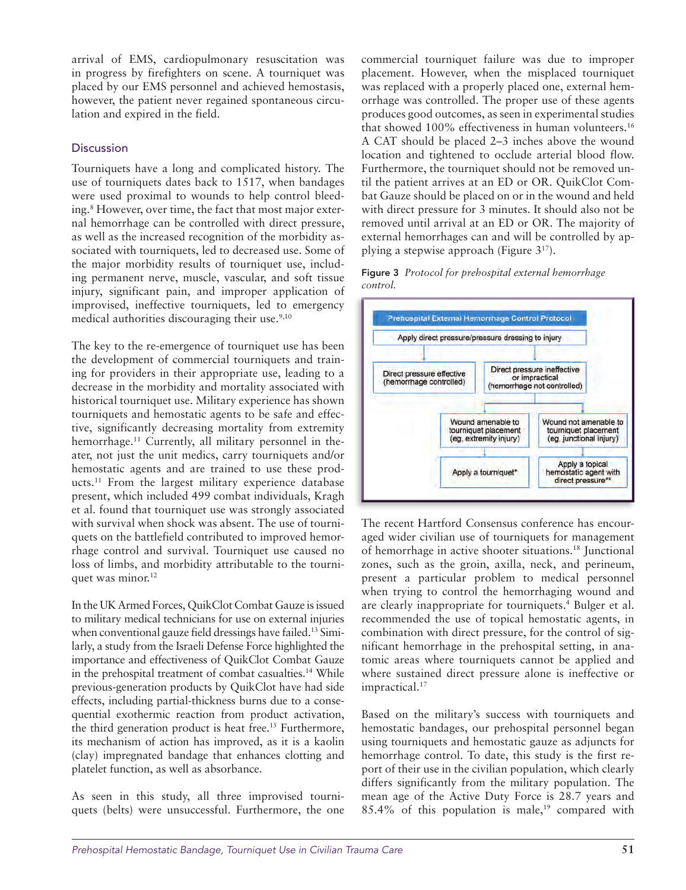arrival of EMS, cardiopulmonary resuscitation was in progress by firefighters on scene. A tourniquet was placed by our EMS personnel and achieved hemostasis, however, the patient never regained spontaneous circulation and expired in the field.

## Discussion

Tourniquets have a long and complicated history. The use of tourniquets dates back to 1517, when bandages were used proximal to wounds to help control bleeding.[8] However, over time, the fact that most major external hemorrhage can be controlled with direct pressure, as well as the increased recognition of the morbidity associated with tourniquets, led to decreased use. Some of the major morbidity results of tourniquet use, including permanent nerve, muscle, vascular, and soft tissue injury, significant pain, and improper application of improvised, ineffective tourniquets, led to emergency medical authorities discouraging their use.[9,10]

The key to the re-emergence of tourniquet use has been the development of commercial tourniquets and training for providers in their appropriate use, leading to a decrease in the morbidity and mortality associated with historical tourniquet use. Military experience has shown tourniquets and hemostatic agents to be safe and effective, significantly decreasing mortality from extremity hemorrhage.[11] Currently, all military personnel in theater, not just the unit medics, carry tourniquets and/or hemostatic agents and are trained to use these products.[11] From the largest military experience database present, which included 499 combat individuals, Kragh et al. found that tourniquet use was strongly associated with survival when shock was absent. The use of tourniquets on the battlefield contributed to improved hemorrhage control and survival. Tourniquet use caused no loss of limbs, and morbidity attributable to the tourniquet was minor.[12]

In the UK Armed Forces, QuikClot Combat Gauze is issued to military medical technicians for use on external injuries when conventional gauze field dressings have failed.[13] Similarly, a study from the Israeli Defense Force highlighted the importance and effectiveness of QuikClot Combat Gauze in the prehospital treatment of combat casualties.[14] While previous-generation products by QuikClot have had side effects, including partial-thickness burns due to a consequential exothermic reaction from product activation, the third generation product is heat free.[15] Furthermore, its mechanism of action has improved, as it is a kaolin (clay) impregnated bandage that enhances clotting and platelet function, as well as absorbance.

As seen in this study, all three improvised tourniquets (belts) were unsuccessful. Furthermore, the one commercial tourniquet failure was due to improper placement. However, when the misplaced tourniquet was replaced with a properly placed one, external hemorrhage was controlled. The proper use of these agents produces good outcomes, as seen in experimental studies that showed 100% effectiveness in human volunteers.[16] A CAT should be placed 2–3 inches above the wound location and tightened to occlude arterial blood flow. Furthermore, the tourniquet should not be removed until the patient arrives at an ED or OR. QuikClot Combat Gauze should be placed on or in the wound and held with direct pressure for 3 minutes. It should also not be removed until arrival at an ED or OR. The majority of external hemorrhages can and will be controlled by applying a stepwise approach (Figure 3[17]).

**Figure 3** *Protocol for prehospital external hemorrhage control.*

**Prehospital External Hemorrhage Control Protocol**

- Apply direct pressure/pressure dressing to injury
  - Direct pressure effective (hemorrhage controlled)
  - Direct pressure ineffective or impractical (hemorrhage not controlled)
    - Wound amenable to tourniquet placement (eg, extremity injury) → Apply a tourniquet*
    - Wound not amenable to tourniquet placement (eg, junctional injury) → Apply a topical hemostatic agent with direct pressure**

The recent Hartford Consensus conference has encouraged wider civilian use of tourniquets for management of hemorrhage in active shooter situations.[18] Junctional zones, such as the groin, axilla, neck, and perineum, present a particular problem to medical personnel when trying to control the hemorrhaging wound and are clearly inappropriate for tourniquets.[4] Bulger et al. recommended the use of topical hemostatic agents, in combination with direct pressure, for the control of significant hemorrhage in the prehospital setting, in anatomic areas where tourniquets cannot be applied and where sustained direct pressure alone is ineffective or impractical.[17]

Based on the military's success with tourniquets and hemostatic bandages, our prehospital personnel began using tourniquets and hemostatic gauze as adjuncts for hemorrhage control. To date, this study is the first report of their use in the civilian population, which clearly differs significantly from the military population. The mean age of the Active Duty Force is 28.7 years and 85.4% of this population is male,[19] compared with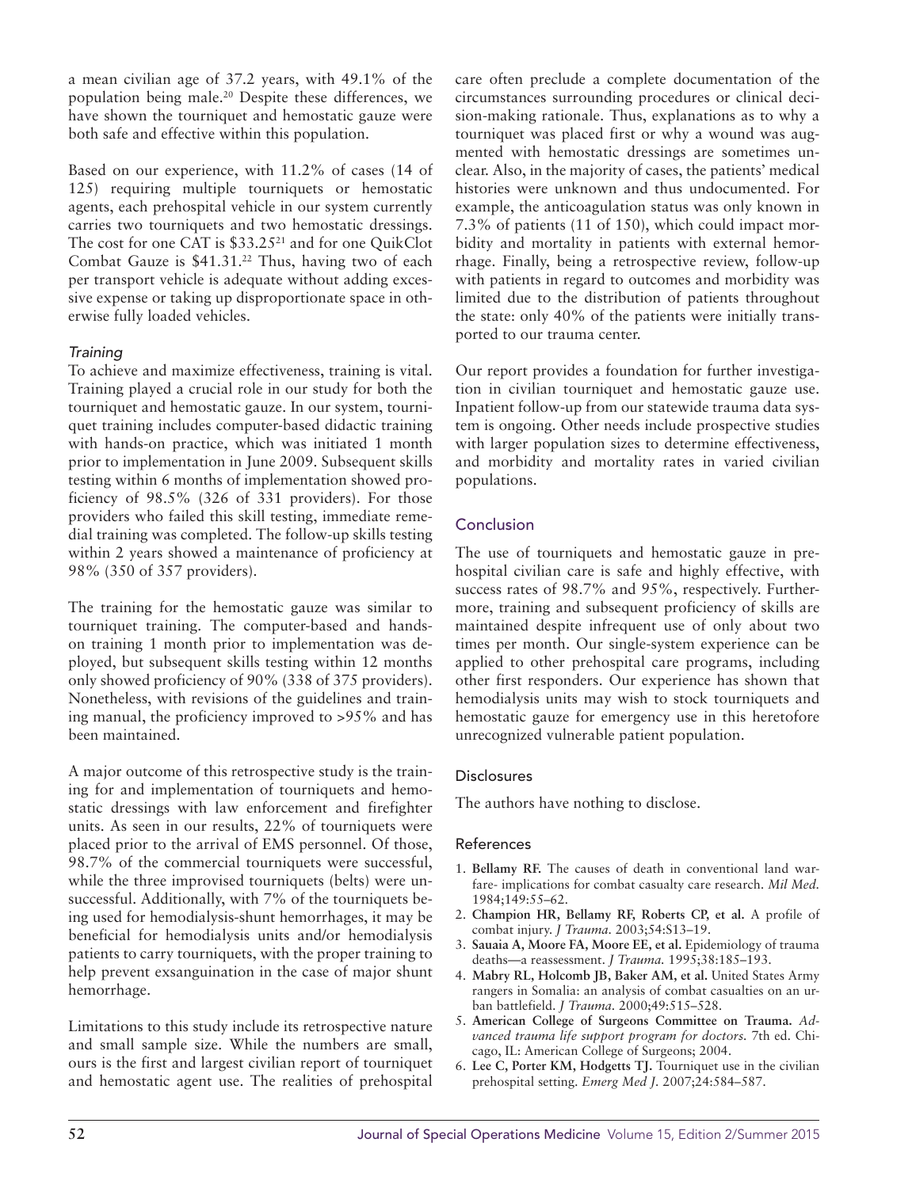a mean civilian age of 37.2 years, with 49.1% of the population being male.[20] Despite these differences, we have shown the tourniquet and hemostatic gauze were both safe and effective within this population.

Based on our experience, with 11.2% of cases (14 of 125) requiring multiple tourniquets or hemostatic agents, each prehospital vehicle in our system currently carries two tourniquets and two hemostatic dressings. The cost for one CAT is $33.25[21] and for one QuikClot Combat Gauze is $41.31.[22] Thus, having two of each per transport vehicle is adequate without adding excessive expense or taking up disproportionate space in otherwise fully loaded vehicles.

### *Training*

To achieve and maximize effectiveness, training is vital. Training played a crucial role in our study for both the tourniquet and hemostatic gauze. In our system, tourniquet training includes computer-based didactic training with hands-on practice, which was initiated 1 month prior to implementation in June 2009. Subsequent skills testing within 6 months of implementation showed proficiency of 98.5% (326 of 331 providers). For those providers who failed this skill testing, immediate remedial training was completed. The follow-up skills testing within 2 years showed a maintenance of proficiency at 98% (350 of 357 providers).

The training for the hemostatic gauze was similar to tourniquet training. The computer-based and hands-on training 1 month prior to implementation was deployed, but subsequent skills testing within 12 months only showed proficiency of 90% (338 of 375 providers). Nonetheless, with revisions of the guidelines and training manual, the proficiency improved to >95% and has been maintained.

A major outcome of this retrospective study is the training for and implementation of tourniquets and hemostatic dressings with law enforcement and firefighter units. As seen in our results, 22% of tourniquets were placed prior to the arrival of EMS personnel. Of those, 98.7% of the commercial tourniquets were successful, while the three improvised tourniquets (belts) were unsuccessful. Additionally, with 7% of the tourniquets being used for hemodialysis-shunt hemorrhages, it may be beneficial for hemodialysis units and/or hemodialysis patients to carry tourniquets, with the proper training to help prevent exsanguination in the case of major shunt hemorrhage.

Limitations to this study include its retrospective nature and small sample size. While the numbers are small, ours is the first and largest civilian report of tourniquet and hemostatic agent use. The realities of prehospital care often preclude a complete documentation of the circumstances surrounding procedures or clinical decision-making rationale. Thus, explanations as to why a tourniquet was placed first or why a wound was augmented with hemostatic dressings are sometimes unclear. Also, in the majority of cases, the patients' medical histories were unknown and thus undocumented. For example, the anticoagulation status was only known in 7.3% of patients (11 of 150), which could impact morbidity and mortality in patients with external hemorrhage. Finally, being a retrospective review, follow-up with patients in regard to outcomes and morbidity was limited due to the distribution of patients throughout the state: only 40% of the patients were initially transported to our trauma center.

Our report provides a foundation for further investigation in civilian tourniquet and hemostatic gauze use. Inpatient follow-up from our statewide trauma data system is ongoing. Other needs include prospective studies with larger population sizes to determine effectiveness, and morbidity and mortality rates in varied civilian populations.

## Conclusion

The use of tourniquets and hemostatic gauze in prehospital civilian care is safe and highly effective, with success rates of 98.7% and 95%, respectively. Furthermore, training and subsequent proficiency of skills are maintained despite infrequent use of only about two times per month. Our single-system experience can be applied to other prehospital care programs, including other first responders. Our experience has shown that hemodialysis units may wish to stock tourniquets and hemostatic gauze for emergency use in this heretofore unrecognized vulnerable patient population.

## Disclosures

The authors have nothing to disclose.

## References

1. **Bellamy RF.** The causes of death in conventional land warfare- implications for combat casualty care research. *Mil Med.* 1984;149:55–62.
2. **Champion HR, Bellamy RF, Roberts CP, et al.** A profile of combat injury. *J Trauma.* 2003;54:S13–19.
3. **Sauaia A, Moore FA, Moore EE, et al.** Epidemiology of trauma deaths—a reassessment. *J Trauma.* 1995;38:185–193.
4. **Mabry RL, Holcomb JB, Baker AM, et al.** United States Army rangers in Somalia: an analysis of combat casualties on an urban battlefield. *J Trauma.* 2000;49:515–528.
5. **American College of Surgeons Committee on Trauma.** *Advanced trauma life support program for doctors.* 7th ed. Chicago, IL: American College of Surgeons; 2004.
6. **Lee C, Porter KM, Hodgetts TJ.** Tourniquet use in the civilian prehospital setting. *Emerg Med J.* 2007;24:584–587.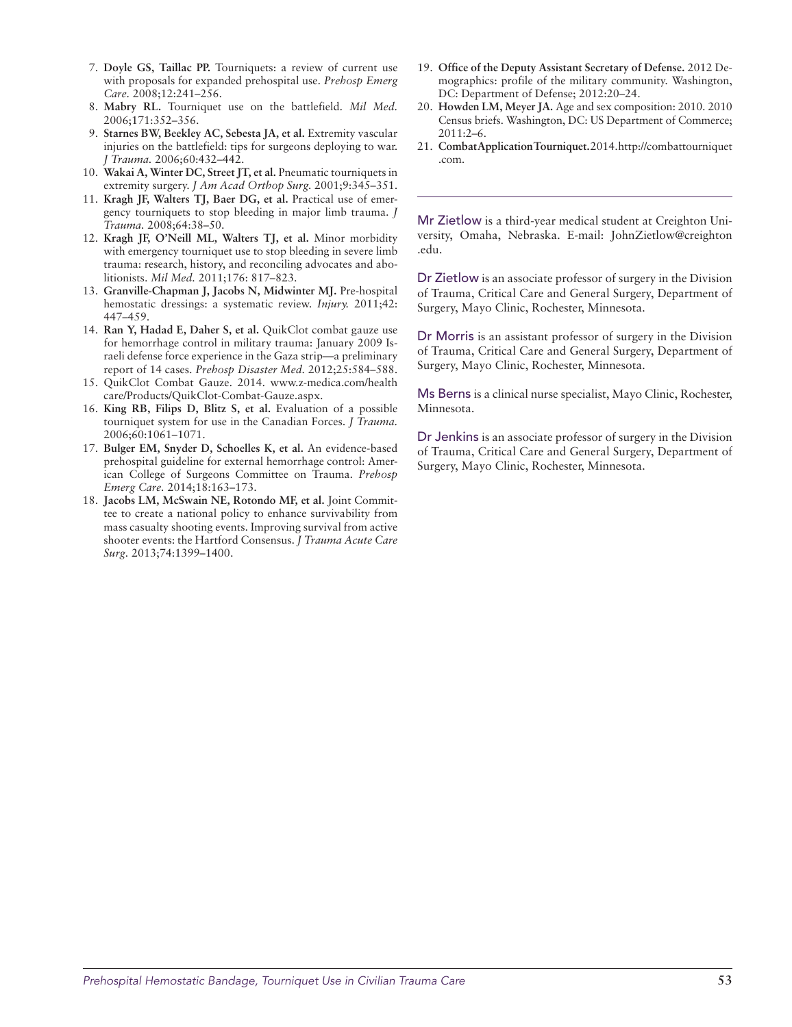7. **Doyle GS, Taillac PP.** Tourniquets: a review of current use with proposals for expanded prehospital use. *Prehosp Emerg Care*. 2008;12:241–256.
8. **Mabry RL.** Tourniquet use on the battlefield. *Mil Med.* 2006;171:352–356.
9. **Starnes BW, Beekley AC, Sebesta JA, et al.** Extremity vascular injuries on the battlefield: tips for surgeons deploying to war. *J Trauma.* 2006;60:432–442.
10. **Wakai A, Winter DC, Street JT, et al.** Pneumatic tourniquets in extremity surgery. *J Am Acad Orthop Surg.* 2001;9:345–351.
11. **Kragh JF, Walters TJ, Baer DG, et al.** Practical use of emergency tourniquets to stop bleeding in major limb trauma. *J Trauma.* 2008;64:38–50.
12. **Kragh JF, O'Neill ML, Walters TJ, et al.** Minor morbidity with emergency tourniquet use to stop bleeding in severe limb trauma: research, history, and reconciling advocates and abolitionists. *Mil Med.* 2011;176: 817–823.
13. **Granville-Chapman J, Jacobs N, Midwinter MJ.** Pre-hospital hemostatic dressings: a systematic review. *Injury.* 2011;42: 447–459.
14. **Ran Y, Hadad E, Daher S, et al.** QuikClot combat gauze use for hemorrhage control in military trauma: January 2009 Israeli defense force experience in the Gaza strip—a preliminary report of 14 cases. *Prehosp Disaster Med.* 2012;25:584–588.
15. QuikClot Combat Gauze. 2014. www.z-medica.com/healthcare/Products/QuikClot-Combat-Gauze.aspx.
16. **King RB, Filips D, Blitz S, et al.** Evaluation of a possible tourniquet system for use in the Canadian Forces. *J Trauma.* 2006;60:1061–1071.
17. **Bulger EM, Snyder D, Schoelles K, et al.** An evidence-based prehospital guideline for external hemorrhage control: American College of Surgeons Committee on Trauma. *Prehosp Emerg Care.* 2014;18:163–173.
18. **Jacobs LM, McSwain NE, Rotondo MF, et al.** Joint Committee to create a national policy to enhance survivability from mass casualty shooting events. Improving survival from active shooter events: the Hartford Consensus. *J Trauma Acute Care Surg.* 2013;74:1399–1400.
19. **Office of the Deputy Assistant Secretary of Defense.** 2012 Demographics: profile of the military community. Washington, DC: Department of Defense; 2012:20–24.
20. **Howden LM, Meyer JA.** Age and sex composition: 2010. 2010 Census briefs. Washington, DC: US Department of Commerce; 2011:2–6.
21. **Combat Application Tourniquet.** 2014. http://combattourniquet.com.

---

Mr Zietlow is a third-year medical student at Creighton University, Omaha, Nebraska. E-mail: JohnZietlow@creighton.edu.

Dr Zietlow is an associate professor of surgery in the Division of Trauma, Critical Care and General Surgery, Department of Surgery, Mayo Clinic, Rochester, Minnesota.

Dr Morris is an assistant professor of surgery in the Division of Trauma, Critical Care and General Surgery, Department of Surgery, Mayo Clinic, Rochester, Minnesota.

Ms Berns is a clinical nurse specialist, Mayo Clinic, Rochester, Minnesota.

Dr Jenkins is an associate professor of surgery in the Division of Trauma, Critical Care and General Surgery, Department of Surgery, Mayo Clinic, Rochester, Minnesota.